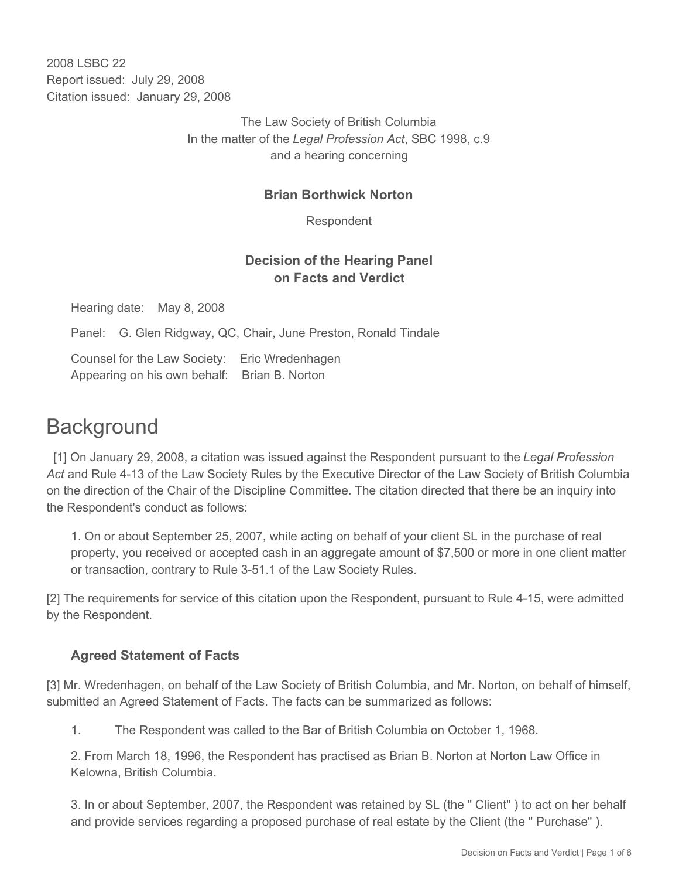2008 LSBC 22
Report issued: July 29, 2008
Citation issued: January 29, 2008

The Law Society of British Columbia
In the matter of the *Legal Profession Act*, SBC 1998, c.9
and a hearing concerning

**Brian Borthwick Norton**

Respondent

**Decision of the Hearing Panel
on Facts and Verdict**

Hearing date: May 8, 2008

Panel: G. Glen Ridgway, QC, Chair, June Preston, Ronald Tindale

Counsel for the Law Society: Eric Wredenhagen
Appearing on his own behalf: Brian B. Norton

# Background

[1] On January 29, 2008, a citation was issued against the Respondent pursuant to the *Legal Profession Act* and Rule 4-13 of the Law Society Rules by the Executive Director of the Law Society of British Columbia on the direction of the Chair of the Discipline Committee. The citation directed that there be an inquiry into the Respondent's conduct as follows:

1. On or about September 25, 2007, while acting on behalf of your client SL in the purchase of real property, you received or accepted cash in an aggregate amount of $7,500 or more in one client matter or transaction, contrary to Rule 3-51.1 of the Law Society Rules.

[2] The requirements for service of this citation upon the Respondent, pursuant to Rule 4-15, were admitted by the Respondent.

### Agreed Statement of Facts

[3] Mr. Wredenhagen, on behalf of the Law Society of British Columbia, and Mr. Norton, on behalf of himself, submitted an Agreed Statement of Facts. The facts can be summarized as follows:

1. The Respondent was called to the Bar of British Columbia on October 1, 1968.

2. From March 18, 1996, the Respondent has practised as Brian B. Norton at Norton Law Office in Kelowna, British Columbia.

3. In or about September, 2007, the Respondent was retained by SL (the " Client" ) to act on her behalf and provide services regarding a proposed purchase of real estate by the Client (the " Purchase" ).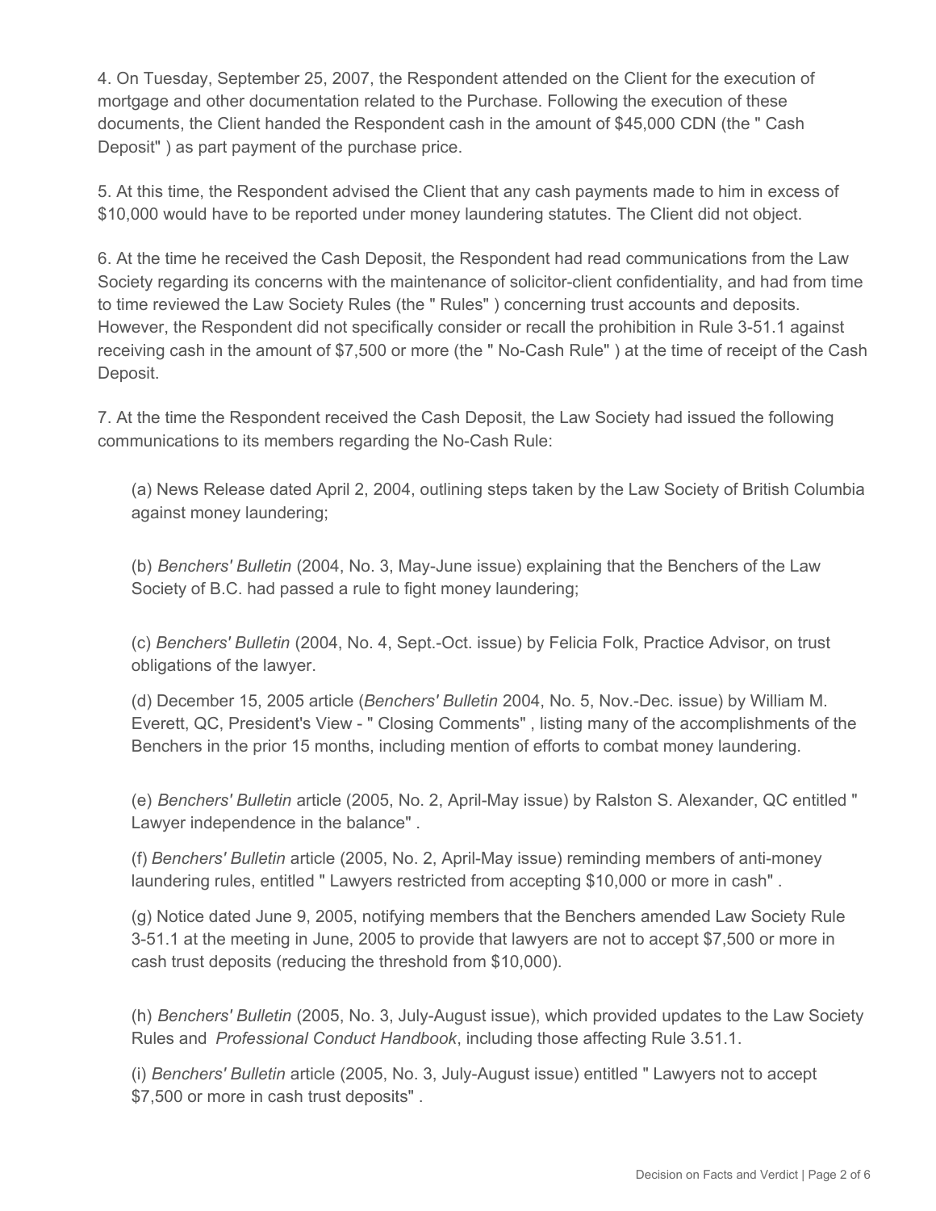4. On Tuesday, September 25, 2007, the Respondent attended on the Client for the execution of mortgage and other documentation related to the Purchase. Following the execution of these documents, the Client handed the Respondent cash in the amount of $45,000 CDN (the " Cash Deposit" ) as part payment of the purchase price.

5. At this time, the Respondent advised the Client that any cash payments made to him in excess of $10,000 would have to be reported under money laundering statutes. The Client did not object.

6. At the time he received the Cash Deposit, the Respondent had read communications from the Law Society regarding its concerns with the maintenance of solicitor-client confidentiality, and had from time to time reviewed the Law Society Rules (the " Rules" ) concerning trust accounts and deposits. However, the Respondent did not specifically consider or recall the prohibition in Rule 3-51.1 against receiving cash in the amount of $7,500 or more (the " No-Cash Rule" ) at the time of receipt of the Cash Deposit.

7. At the time the Respondent received the Cash Deposit, the Law Society had issued the following communications to its members regarding the No-Cash Rule:

(a) News Release dated April 2, 2004, outlining steps taken by the Law Society of British Columbia against money laundering;

(b) *Benchers' Bulletin* (2004, No. 3, May-June issue) explaining that the Benchers of the Law Society of B.C. had passed a rule to fight money laundering;

(c) *Benchers' Bulletin* (2004, No. 4, Sept.-Oct. issue) by Felicia Folk, Practice Advisor, on trust obligations of the lawyer.

(d) December 15, 2005 article (*Benchers' Bulletin* 2004, No. 5, Nov.-Dec. issue) by William M. Everett, QC, President's View - " Closing Comments" , listing many of the accomplishments of the Benchers in the prior 15 months, including mention of efforts to combat money laundering.

(e) *Benchers' Bulletin* article (2005, No. 2, April-May issue) by Ralston S. Alexander, QC entitled " Lawyer independence in the balance" .

(f) *Benchers' Bulletin* article (2005, No. 2, April-May issue) reminding members of anti-money laundering rules, entitled " Lawyers restricted from accepting $10,000 or more in cash" .

(g) Notice dated June 9, 2005, notifying members that the Benchers amended Law Society Rule 3-51.1 at the meeting in June, 2005 to provide that lawyers are not to accept $7,500 or more in cash trust deposits (reducing the threshold from $10,000).

(h) *Benchers' Bulletin* (2005, No. 3, July-August issue), which provided updates to the Law Society Rules and *Professional Conduct Handbook*, including those affecting Rule 3.51.1.

(i) *Benchers' Bulletin* article (2005, No. 3, July-August issue) entitled " Lawyers not to accept $7,500 or more in cash trust deposits" .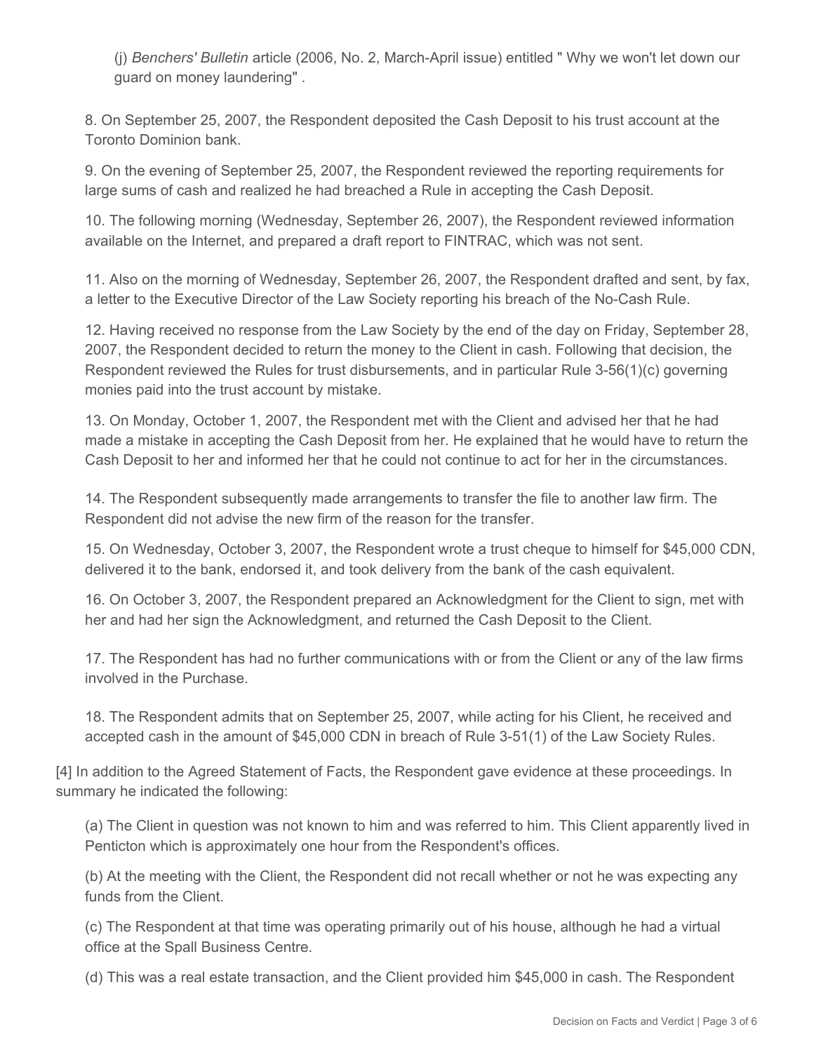(j) *Benchers' Bulletin* article (2006, No. 2, March-April issue) entitled " Why we won't let down our guard on money laundering" .

8. On September 25, 2007, the Respondent deposited the Cash Deposit to his trust account at the Toronto Dominion bank.

9. On the evening of September 25, 2007, the Respondent reviewed the reporting requirements for large sums of cash and realized he had breached a Rule in accepting the Cash Deposit.

10. The following morning (Wednesday, September 26, 2007), the Respondent reviewed information available on the Internet, and prepared a draft report to FINTRAC, which was not sent.

11. Also on the morning of Wednesday, September 26, 2007, the Respondent drafted and sent, by fax, a letter to the Executive Director of the Law Society reporting his breach of the No-Cash Rule.

12. Having received no response from the Law Society by the end of the day on Friday, September 28, 2007, the Respondent decided to return the money to the Client in cash. Following that decision, the Respondent reviewed the Rules for trust disbursements, and in particular Rule 3-56(1)(c) governing monies paid into the trust account by mistake.

13. On Monday, October 1, 2007, the Respondent met with the Client and advised her that he had made a mistake in accepting the Cash Deposit from her. He explained that he would have to return the Cash Deposit to her and informed her that he could not continue to act for her in the circumstances.

14. The Respondent subsequently made arrangements to transfer the file to another law firm. The Respondent did not advise the new firm of the reason for the transfer.

15. On Wednesday, October 3, 2007, the Respondent wrote a trust cheque to himself for $45,000 CDN, delivered it to the bank, endorsed it, and took delivery from the bank of the cash equivalent.

16. On October 3, 2007, the Respondent prepared an Acknowledgment for the Client to sign, met with her and had her sign the Acknowledgment, and returned the Cash Deposit to the Client.

17. The Respondent has had no further communications with or from the Client or any of the law firms involved in the Purchase.

18. The Respondent admits that on September 25, 2007, while acting for his Client, he received and accepted cash in the amount of $45,000 CDN in breach of Rule 3-51(1) of the Law Society Rules.

[4] In addition to the Agreed Statement of Facts, the Respondent gave evidence at these proceedings. In summary he indicated the following:

(a) The Client in question was not known to him and was referred to him. This Client apparently lived in Penticton which is approximately one hour from the Respondent's offices.

(b) At the meeting with the Client, the Respondent did not recall whether or not he was expecting any funds from the Client.

(c) The Respondent at that time was operating primarily out of his house, although he had a virtual office at the Spall Business Centre.

(d) This was a real estate transaction, and the Client provided him $45,000 in cash. The Respondent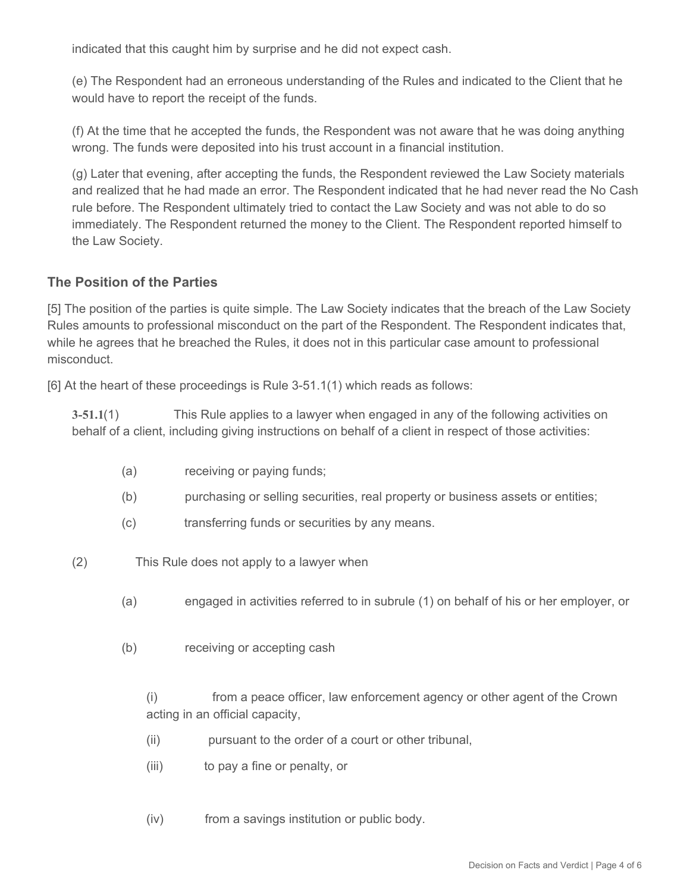indicated that this caught him by surprise and he did not expect cash.

(e) The Respondent had an erroneous understanding of the Rules and indicated to the Client that he would have to report the receipt of the funds.

(f) At the time that he accepted the funds, the Respondent was not aware that he was doing anything wrong. The funds were deposited into his trust account in a financial institution.

(g) Later that evening, after accepting the funds, the Respondent reviewed the Law Society materials and realized that he had made an error. The Respondent indicated that he had never read the No Cash rule before. The Respondent ultimately tried to contact the Law Society and was not able to do so immediately. The Respondent returned the money to the Client. The Respondent reported himself to the Law Society.

### The Position of the Parties

[5] The position of the parties is quite simple. The Law Society indicates that the breach of the Law Society Rules amounts to professional misconduct on the part of the Respondent. The Respondent indicates that, while he agrees that he breached the Rules, it does not in this particular case amount to professional misconduct.

[6] At the heart of these proceedings is Rule 3-51.1(1) which reads as follows:

> **3-51.1**(1) This Rule applies to a lawyer when engaged in any of the following activities on behalf of a client, including giving instructions on behalf of a client in respect of those activities:
>
> (a) receiving or paying funds;
>
> (b) purchasing or selling securities, real property or business assets or entities;
>
> (c) transferring funds or securities by any means.
>
> (2) This Rule does not apply to a lawyer when
>
> (a) engaged in activities referred to in subrule (1) on behalf of his or her employer, or
>
> (b) receiving or accepting cash
>
> (i) from a peace officer, law enforcement agency or other agent of the Crown acting in an official capacity,
>
> (ii) pursuant to the order of a court or other tribunal,
>
> (iii) to pay a fine or penalty, or
>
> (iv) from a savings institution or public body.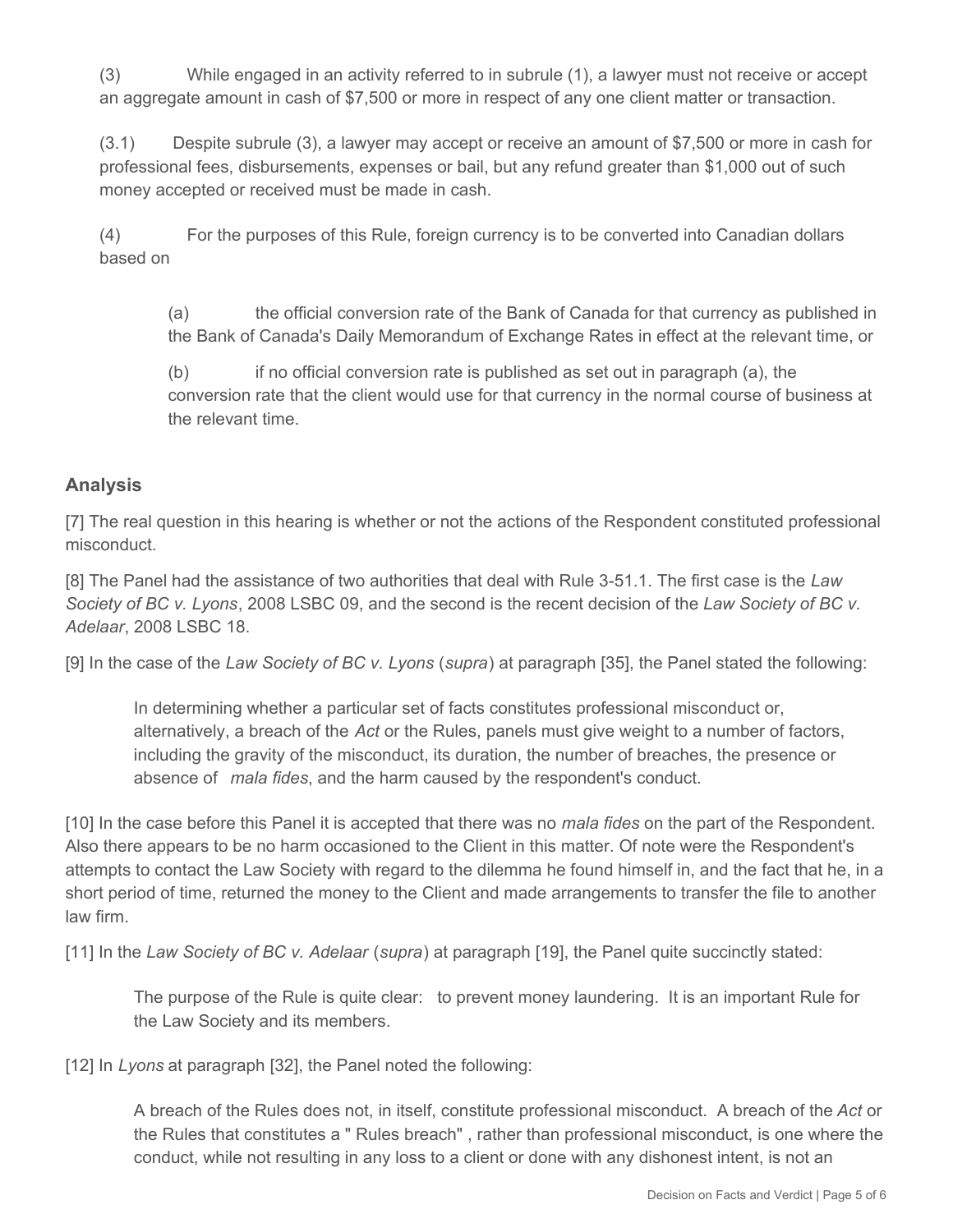(3) While engaged in an activity referred to in subrule (1), a lawyer must not receive or accept an aggregate amount in cash of $7,500 or more in respect of any one client matter or transaction.

(3.1) Despite subrule (3), a lawyer may accept or receive an amount of $7,500 or more in cash for professional fees, disbursements, expenses or bail, but any refund greater than $1,000 out of such money accepted or received must be made in cash.

(4) For the purposes of this Rule, foreign currency is to be converted into Canadian dollars based on

> (a) the official conversion rate of the Bank of Canada for that currency as published in the Bank of Canada's Daily Memorandum of Exchange Rates in effect at the relevant time, or
>
> (b) if no official conversion rate is published as set out in paragraph (a), the conversion rate that the client would use for that currency in the normal course of business at the relevant time.

## Analysis

[7] The real question in this hearing is whether or not the actions of the Respondent constituted professional misconduct.

[8] The Panel had the assistance of two authorities that deal with Rule 3-51.1. The first case is the *Law Society of BC v. Lyons*, 2008 LSBC 09, and the second is the recent decision of the *Law Society of BC v. Adelaar*, 2008 LSBC 18.

[9] In the case of the *Law Society of BC v. Lyons* (*supra*) at paragraph [35], the Panel stated the following:

> In determining whether a particular set of facts constitutes professional misconduct or, alternatively, a breach of the *Act* or the Rules, panels must give weight to a number of factors, including the gravity of the misconduct, its duration, the number of breaches, the presence or absence of *mala fides*, and the harm caused by the respondent's conduct.

[10] In the case before this Panel it is accepted that there was no *mala fides* on the part of the Respondent. Also there appears to be no harm occasioned to the Client in this matter. Of note were the Respondent's attempts to contact the Law Society with regard to the dilemma he found himself in, and the fact that he, in a short period of time, returned the money to the Client and made arrangements to transfer the file to another law firm.

[11] In the *Law Society of BC v. Adelaar* (*supra*) at paragraph [19], the Panel quite succinctly stated:

> The purpose of the Rule is quite clear: to prevent money laundering. It is an important Rule for the Law Society and its members.

[12] In *Lyons* at paragraph [32], the Panel noted the following:

> A breach of the Rules does not, in itself, constitute professional misconduct. A breach of the *Act* or the Rules that constitutes a " Rules breach" , rather than professional misconduct, is one where the conduct, while not resulting in any loss to a client or done with any dishonest intent, is not an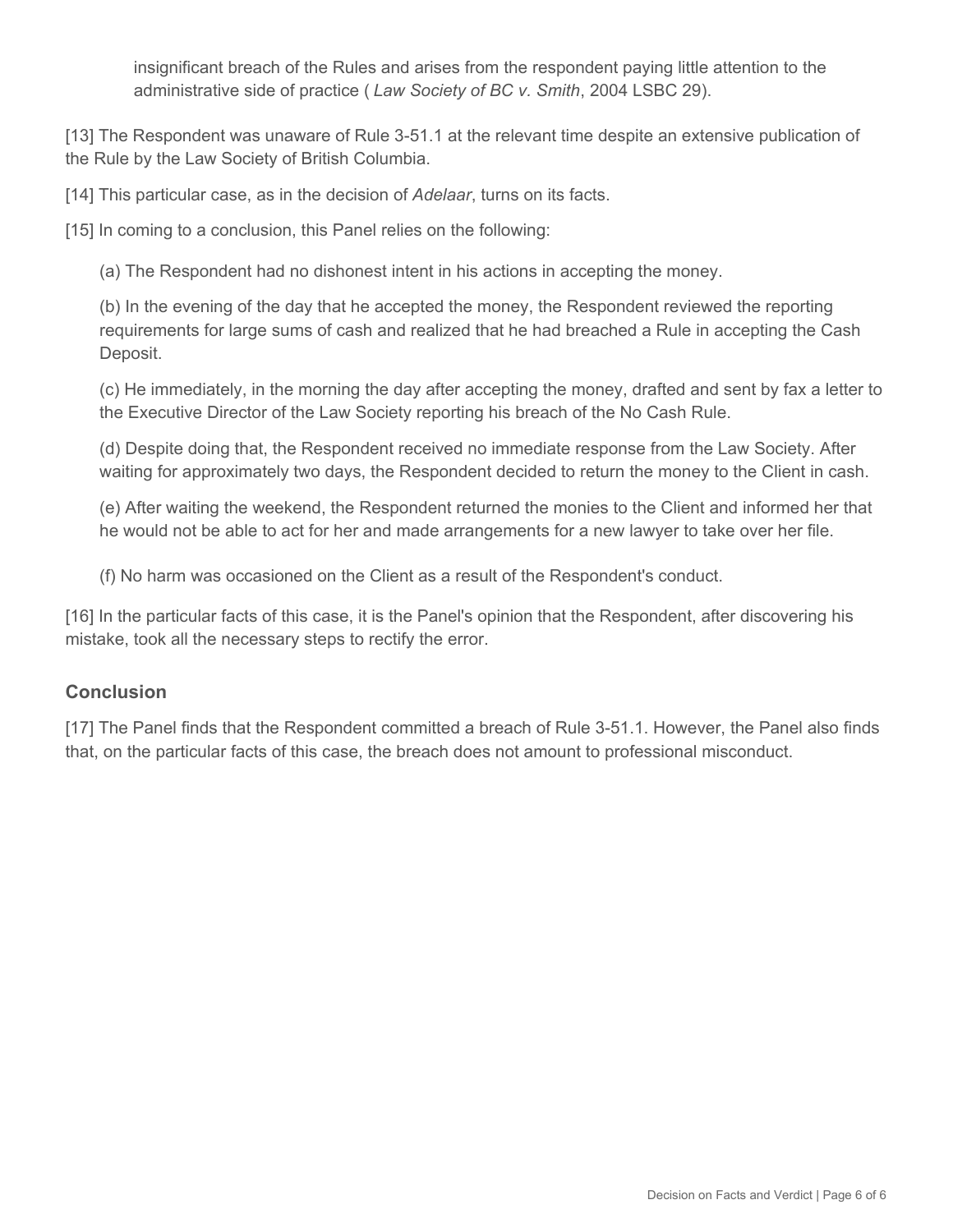insignificant breach of the Rules and arises from the respondent paying little attention to the administrative side of practice ( *Law Society of BC v. Smith*, 2004 LSBC 29).

[13] The Respondent was unaware of Rule 3-51.1 at the relevant time despite an extensive publication of the Rule by the Law Society of British Columbia.

[14] This particular case, as in the decision of *Adelaar*, turns on its facts.

[15] In coming to a conclusion, this Panel relies on the following:

(a) The Respondent had no dishonest intent in his actions in accepting the money.

(b) In the evening of the day that he accepted the money, the Respondent reviewed the reporting requirements for large sums of cash and realized that he had breached a Rule in accepting the Cash Deposit.

(c) He immediately, in the morning the day after accepting the money, drafted and sent by fax a letter to the Executive Director of the Law Society reporting his breach of the No Cash Rule.

(d) Despite doing that, the Respondent received no immediate response from the Law Society. After waiting for approximately two days, the Respondent decided to return the money to the Client in cash.

(e) After waiting the weekend, the Respondent returned the monies to the Client and informed her that he would not be able to act for her and made arrangements for a new lawyer to take over her file.

(f) No harm was occasioned on the Client as a result of the Respondent's conduct.

[16] In the particular facts of this case, it is the Panel's opinion that the Respondent, after discovering his mistake, took all the necessary steps to rectify the error.

## Conclusion

[17] The Panel finds that the Respondent committed a breach of Rule 3-51.1. However, the Panel also finds that, on the particular facts of this case, the breach does not amount to professional misconduct.